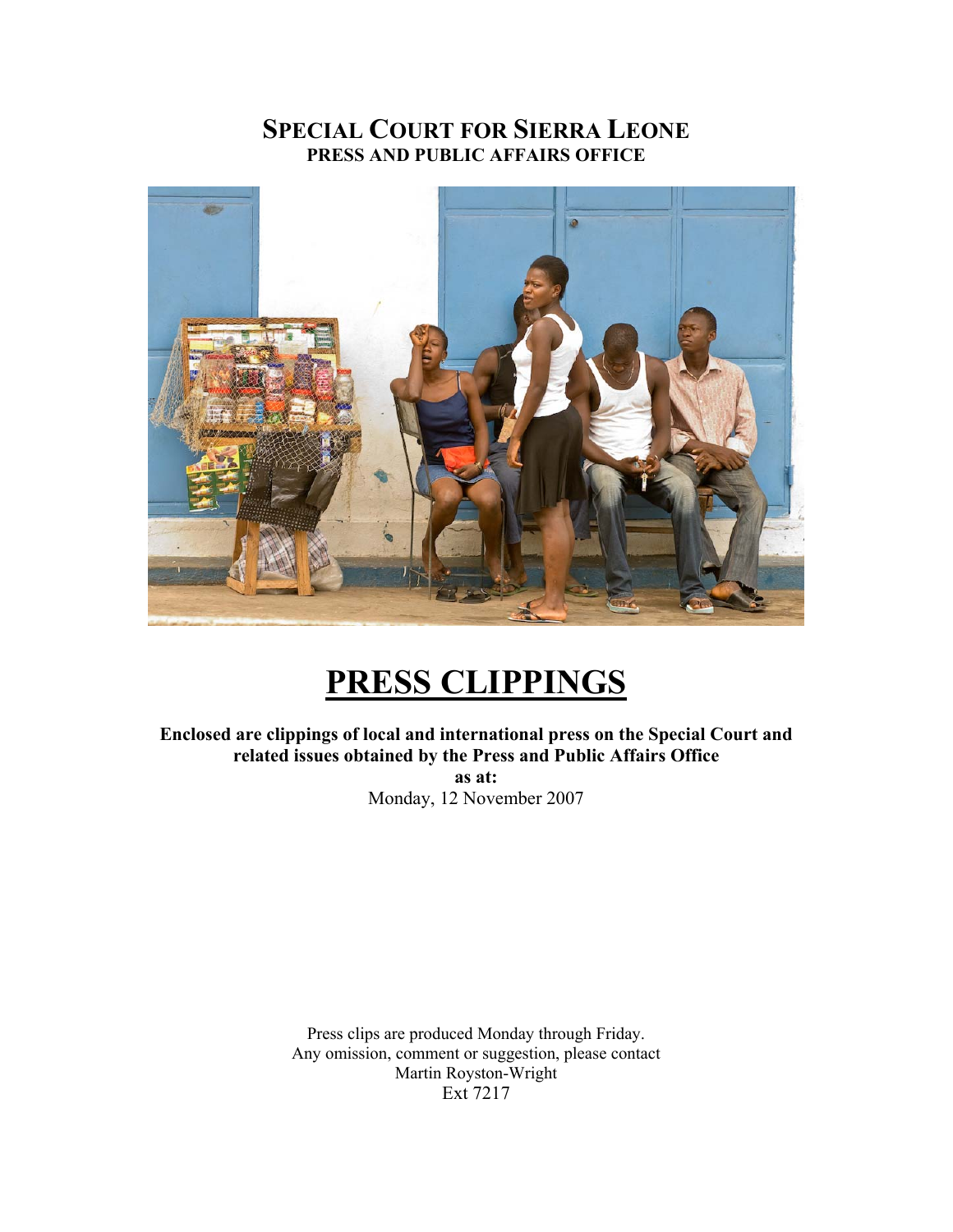# SPECIAL COURT FOR SIERRA LEONE
## PRESS AND PUBLIC AFFAIRS OFFICE

# PRESS CLIPPINGS

**Enclosed are clippings of local and international press on the Special Court and related issues obtained by the Press and Public Affairs Office as at:**

Monday, 12 November 2007

Press clips are produced Monday through Friday.
Any omission, comment or suggestion, please contact
Martin Royston-Wright
Ext 7217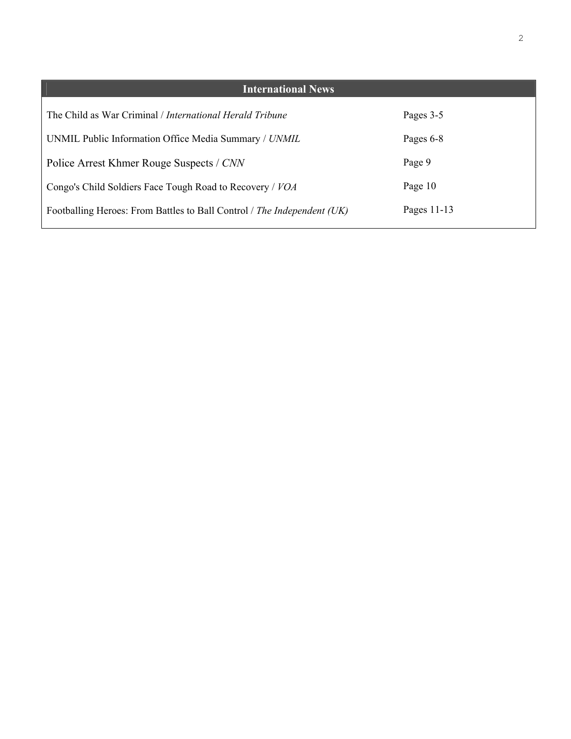## International News

| | |
|---|---|
| The Child as War Criminal / *International Herald Tribune* | Pages 3-5 |
| UNMIL Public Information Office Media Summary / *UNMIL* | Pages 6-8 |
| Police Arrest Khmer Rouge Suspects / *CNN* | Page 9 |
| Congo's Child Soldiers Face Tough Road to Recovery / *VOA* | Page 10 |
| Footballing Heroes: From Battles to Ball Control / *The Independent (UK)* | Pages 11-13 |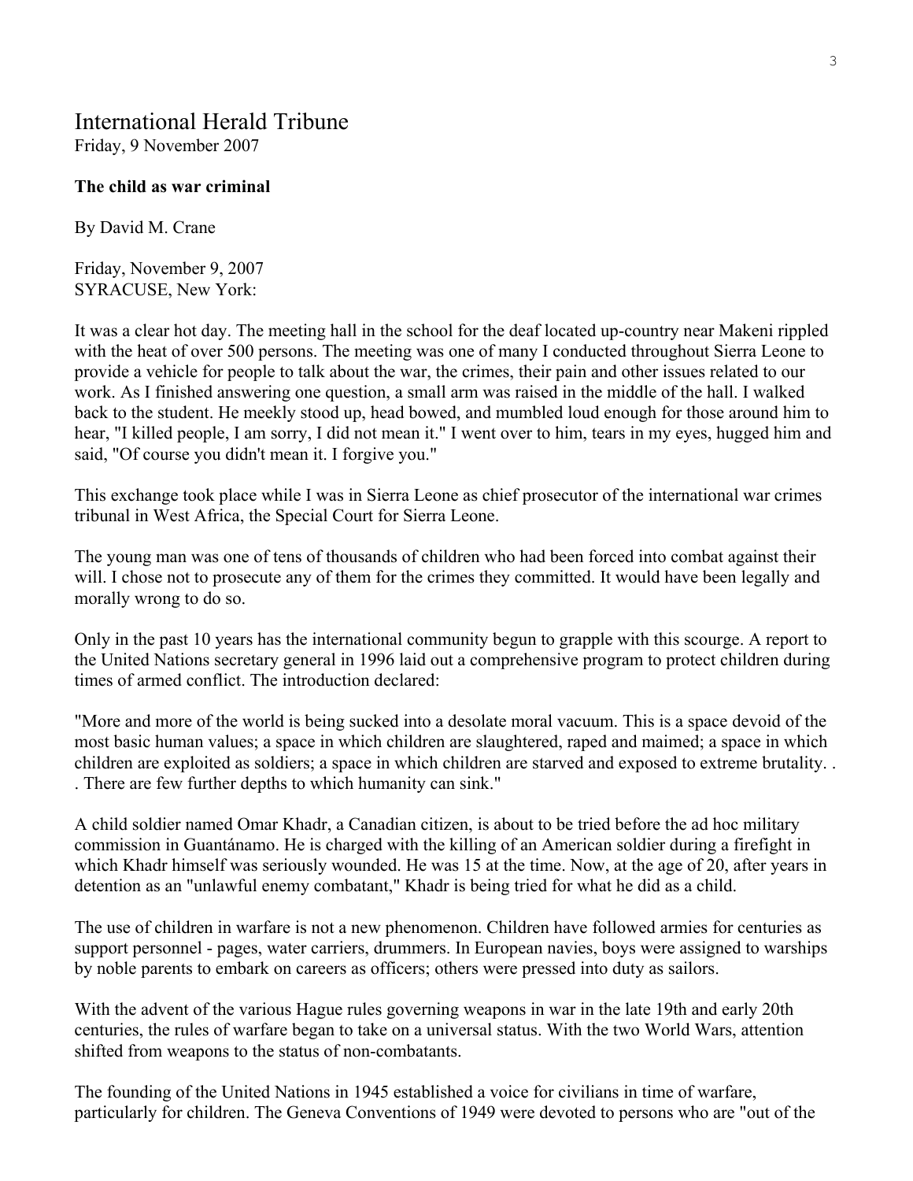# International Herald Tribune

Friday, 9 November 2007

**The child as war criminal**

By David M. Crane

Friday, November 9, 2007
SYRACUSE, New York:

It was a clear hot day. The meeting hall in the school for the deaf located up-country near Makeni rippled with the heat of over 500 persons. The meeting was one of many I conducted throughout Sierra Leone to provide a vehicle for people to talk about the war, the crimes, their pain and other issues related to our work. As I finished answering one question, a small arm was raised in the middle of the hall. I walked back to the student. He meekly stood up, head bowed, and mumbled loud enough for those around him to hear, "I killed people, I am sorry, I did not mean it." I went over to him, tears in my eyes, hugged him and said, "Of course you didn't mean it. I forgive you."

This exchange took place while I was in Sierra Leone as chief prosecutor of the international war crimes tribunal in West Africa, the Special Court for Sierra Leone.

The young man was one of tens of thousands of children who had been forced into combat against their will. I chose not to prosecute any of them for the crimes they committed. It would have been legally and morally wrong to do so.

Only in the past 10 years has the international community begun to grapple with this scourge. A report to the United Nations secretary general in 1996 laid out a comprehensive program to protect children during times of armed conflict. The introduction declared:

"More and more of the world is being sucked into a desolate moral vacuum. This is a space devoid of the most basic human values; a space in which children are slaughtered, raped and maimed; a space in which children are exploited as soldiers; a space in which children are starved and exposed to extreme brutality. . . There are few further depths to which humanity can sink."

A child soldier named Omar Khadr, a Canadian citizen, is about to be tried before the ad hoc military commission in Guantánamo. He is charged with the killing of an American soldier during a firefight in which Khadr himself was seriously wounded. He was 15 at the time. Now, at the age of 20, after years in detention as an "unlawful enemy combatant," Khadr is being tried for what he did as a child.

The use of children in warfare is not a new phenomenon. Children have followed armies for centuries as support personnel - pages, water carriers, drummers. In European navies, boys were assigned to warships by noble parents to embark on careers as officers; others were pressed into duty as sailors.

With the advent of the various Hague rules governing weapons in war in the late 19th and early 20th centuries, the rules of warfare began to take on a universal status. With the two World Wars, attention shifted from weapons to the status of non-combatants.

The founding of the United Nations in 1945 established a voice for civilians in time of warfare, particularly for children. The Geneva Conventions of 1949 were devoted to persons who are "out of the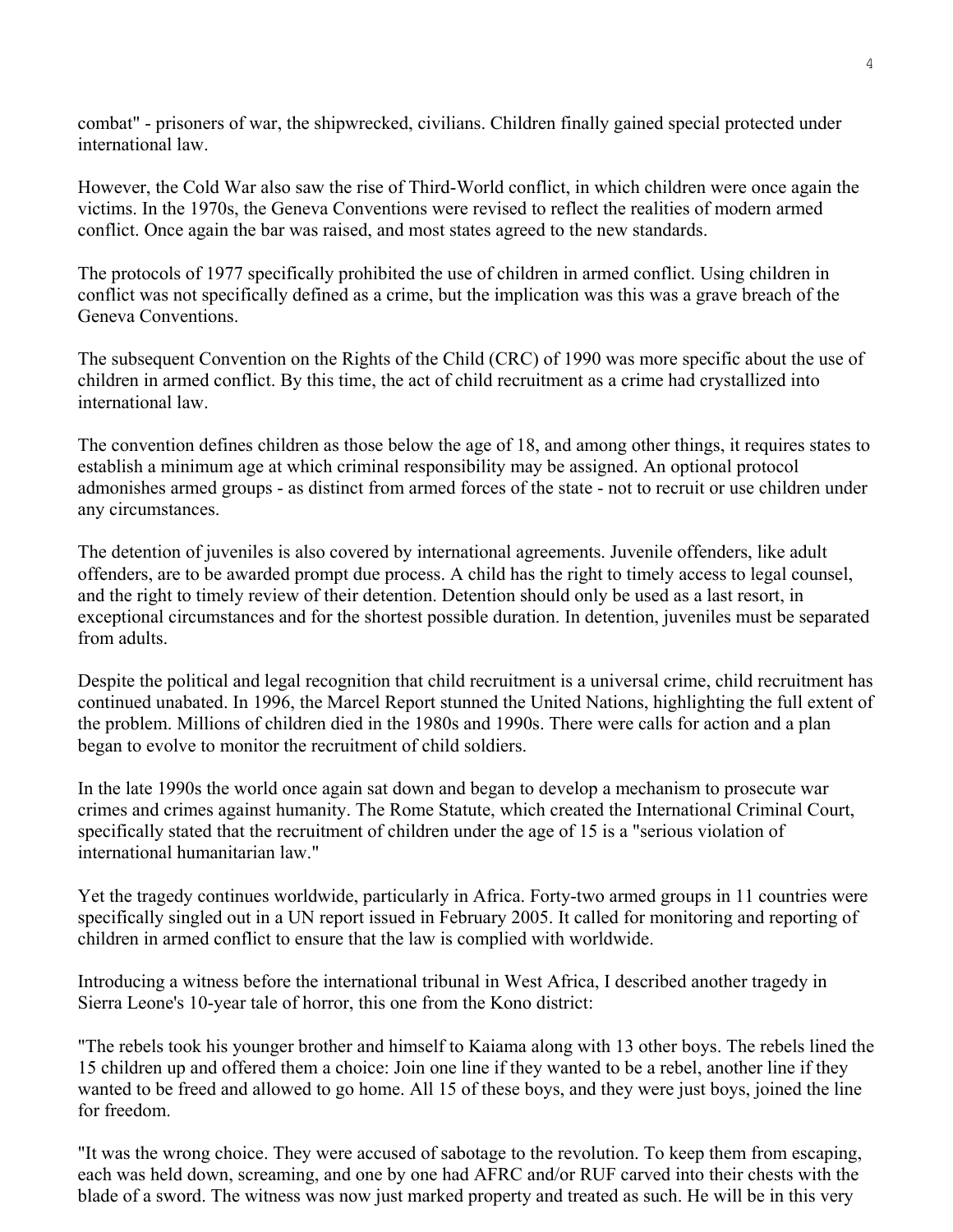combat" - prisoners of war, the shipwrecked, civilians. Children finally gained special protected under international law.

However, the Cold War also saw the rise of Third-World conflict, in which children were once again the victims. In the 1970s, the Geneva Conventions were revised to reflect the realities of modern armed conflict. Once again the bar was raised, and most states agreed to the new standards.

The protocols of 1977 specifically prohibited the use of children in armed conflict. Using children in conflict was not specifically defined as a crime, but the implication was this was a grave breach of the Geneva Conventions.

The subsequent Convention on the Rights of the Child (CRC) of 1990 was more specific about the use of children in armed conflict. By this time, the act of child recruitment as a crime had crystallized into international law.

The convention defines children as those below the age of 18, and among other things, it requires states to establish a minimum age at which criminal responsibility may be assigned. An optional protocol admonishes armed groups - as distinct from armed forces of the state - not to recruit or use children under any circumstances.

The detention of juveniles is also covered by international agreements. Juvenile offenders, like adult offenders, are to be awarded prompt due process. A child has the right to timely access to legal counsel, and the right to timely review of their detention. Detention should only be used as a last resort, in exceptional circumstances and for the shortest possible duration. In detention, juveniles must be separated from adults.

Despite the political and legal recognition that child recruitment is a universal crime, child recruitment has continued unabated. In 1996, the Marcel Report stunned the United Nations, highlighting the full extent of the problem. Millions of children died in the 1980s and 1990s. There were calls for action and a plan began to evolve to monitor the recruitment of child soldiers.

In the late 1990s the world once again sat down and began to develop a mechanism to prosecute war crimes and crimes against humanity. The Rome Statute, which created the International Criminal Court, specifically stated that the recruitment of children under the age of 15 is a "serious violation of international humanitarian law."

Yet the tragedy continues worldwide, particularly in Africa. Forty-two armed groups in 11 countries were specifically singled out in a UN report issued in February 2005. It called for monitoring and reporting of children in armed conflict to ensure that the law is complied with worldwide.

Introducing a witness before the international tribunal in West Africa, I described another tragedy in Sierra Leone's 10-year tale of horror, this one from the Kono district:

"The rebels took his younger brother and himself to Kaiama along with 13 other boys. The rebels lined the 15 children up and offered them a choice: Join one line if they wanted to be a rebel, another line if they wanted to be freed and allowed to go home. All 15 of these boys, and they were just boys, joined the line for freedom.

"It was the wrong choice. They were accused of sabotage to the revolution. To keep them from escaping, each was held down, screaming, and one by one had AFRC and/or RUF carved into their chests with the blade of a sword. The witness was now just marked property and treated as such. He will be in this very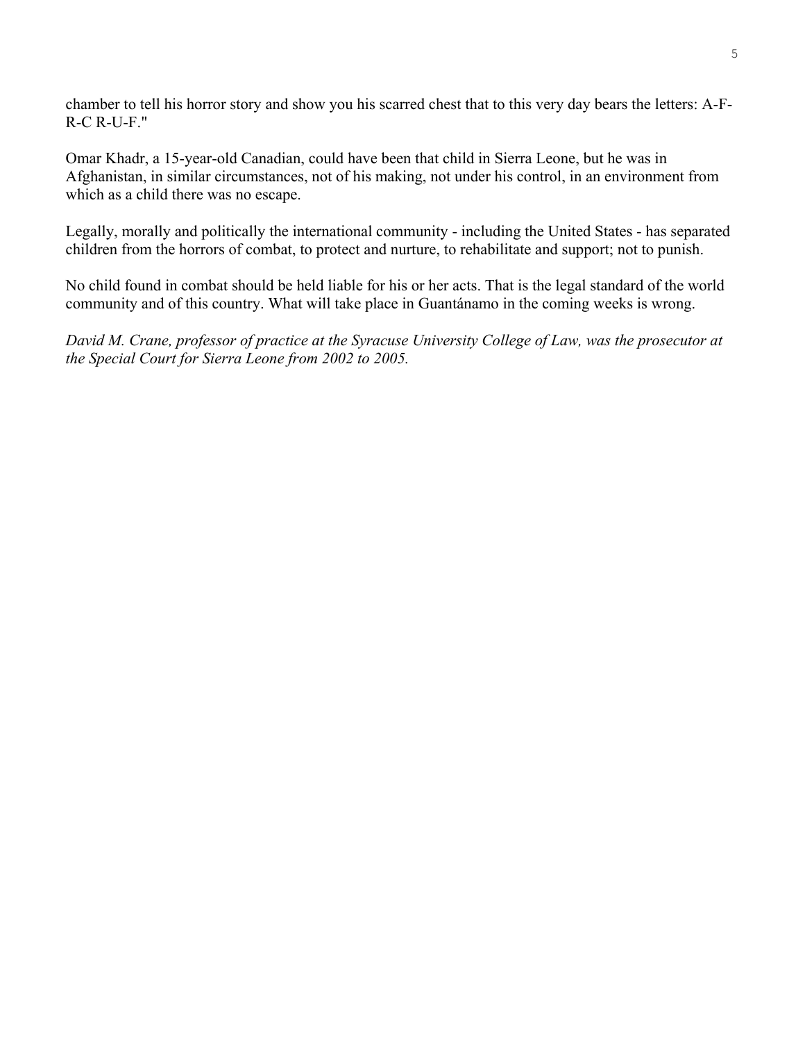chamber to tell his horror story and show you his scarred chest that to this very day bears the letters: A-F-R-C R-U-F."

Omar Khadr, a 15-year-old Canadian, could have been that child in Sierra Leone, but he was in Afghanistan, in similar circumstances, not of his making, not under his control, in an environment from which as a child there was no escape.

Legally, morally and politically the international community - including the United States - has separated children from the horrors of combat, to protect and nurture, to rehabilitate and support; not to punish.

No child found in combat should be held liable for his or her acts. That is the legal standard of the world community and of this country. What will take place in Guantánamo in the coming weeks is wrong.

*David M. Crane, professor of practice at the Syracuse University College of Law, was the prosecutor at the Special Court for Sierra Leone from 2002 to 2005.*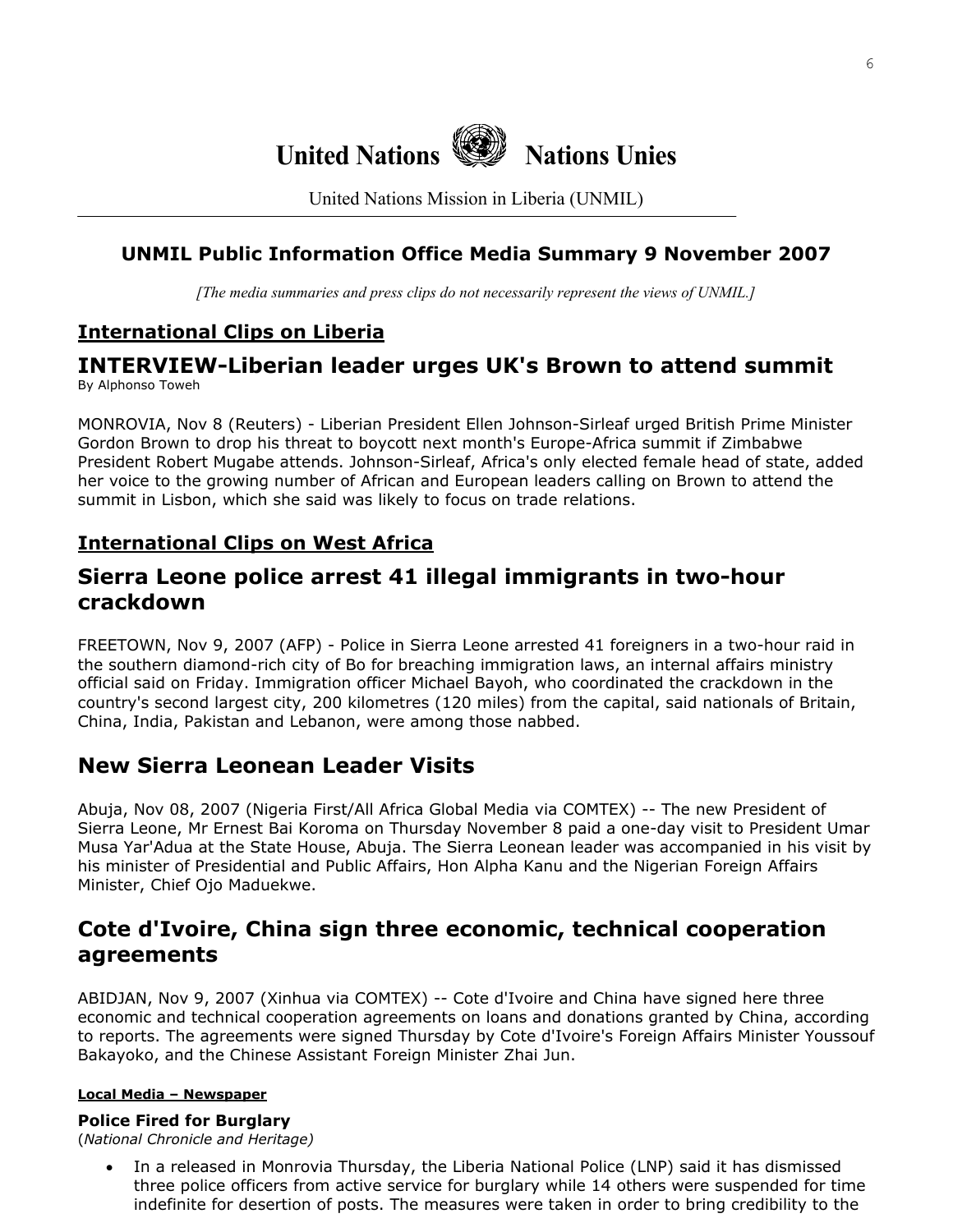# United Nations Nations Unies

United Nations Mission in Liberia (UNMIL)

## UNMIL Public Information Office Media Summary 9 November 2007

*[The media summaries and press clips do not necessarily represent the views of UNMIL.]*

## International Clips on Liberia

## INTERVIEW-Liberian leader urges UK's Brown to attend summit

By Alphonso Toweh

MONROVIA, Nov 8 (Reuters) - Liberian President Ellen Johnson-Sirleaf urged British Prime Minister Gordon Brown to drop his threat to boycott next month's Europe-Africa summit if Zimbabwe President Robert Mugabe attends. Johnson-Sirleaf, Africa's only elected female head of state, added her voice to the growing number of African and European leaders calling on Brown to attend the summit in Lisbon, which she said was likely to focus on trade relations.

## International Clips on West Africa

## Sierra Leone police arrest 41 illegal immigrants in two-hour crackdown

FREETOWN, Nov 9, 2007 (AFP) - Police in Sierra Leone arrested 41 foreigners in a two-hour raid in the southern diamond-rich city of Bo for breaching immigration laws, an internal affairs ministry official said on Friday. Immigration officer Michael Bayoh, who coordinated the crackdown in the country's second largest city, 200 kilometres (120 miles) from the capital, said nationals of Britain, China, India, Pakistan and Lebanon, were among those nabbed.

## New Sierra Leonean Leader Visits

Abuja, Nov 08, 2007 (Nigeria First/All Africa Global Media via COMTEX) -- The new President of Sierra Leone, Mr Ernest Bai Koroma on Thursday November 8 paid a one-day visit to President Umar Musa Yar'Adua at the State House, Abuja. The Sierra Leonean leader was accompanied in his visit by his minister of Presidential and Public Affairs, Hon Alpha Kanu and the Nigerian Foreign Affairs Minister, Chief Ojo Maduekwe.

## Cote d'Ivoire, China sign three economic, technical cooperation agreements

ABIDJAN, Nov 9, 2007 (Xinhua via COMTEX) -- Cote d'Ivoire and China have signed here three economic and technical cooperation agreements on loans and donations granted by China, according to reports. The agreements were signed Thursday by Cote d'Ivoire's Foreign Affairs Minister Youssouf Bakayoko, and the Chinese Assistant Foreign Minister Zhai Jun.

#### Local Media – Newspaper

### Police Fired for Burglary

(*National Chronicle and Heritage)*

- In a released in Monrovia Thursday, the Liberia National Police (LNP) said it has dismissed three police officers from active service for burglary while 14 others were suspended for time indefinite for desertion of posts. The measures were taken in order to bring credibility to the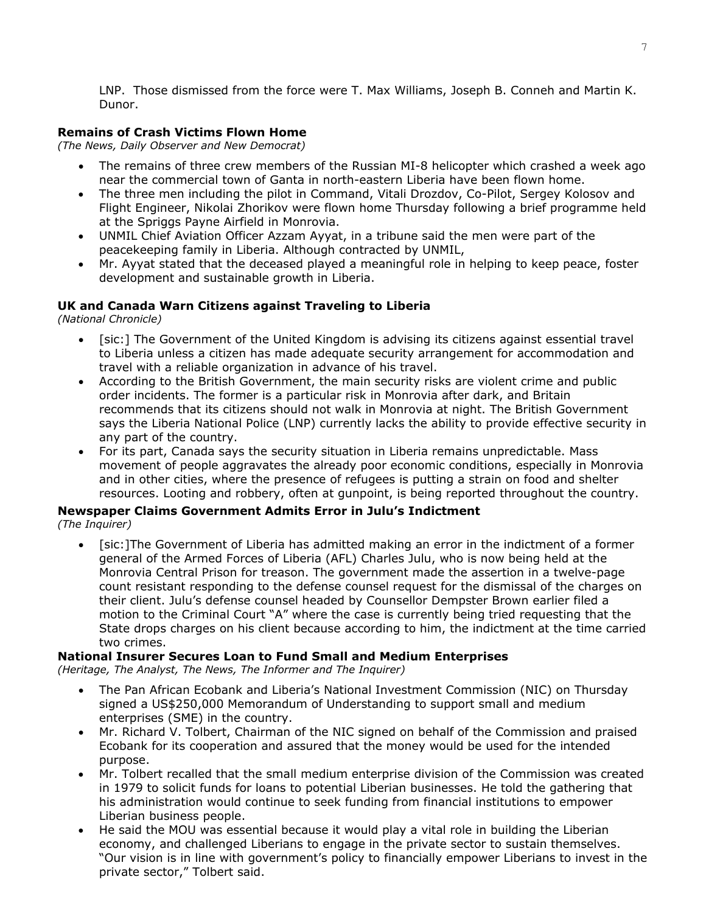LNP. Those dismissed from the force were T. Max Williams, Joseph B. Conneh and Martin K. Dunor.

**Remains of Crash Victims Flown Home**
*(The News, Daily Observer and New Democrat)*

- The remains of three crew members of the Russian MI-8 helicopter which crashed a week ago near the commercial town of Ganta in north-eastern Liberia have been flown home.
- The three men including the pilot in Command, Vitali Drozdov, Co-Pilot, Sergey Kolosov and Flight Engineer, Nikolai Zhorikov were flown home Thursday following a brief programme held at the Spriggs Payne Airfield in Monrovia.
- UNMIL Chief Aviation Officer Azzam Ayyat, in a tribune said the men were part of the peacekeeping family in Liberia. Although contracted by UNMIL,
- Mr. Ayyat stated that the deceased played a meaningful role in helping to keep peace, foster development and sustainable growth in Liberia.

**UK and Canada Warn Citizens against Traveling to Liberia**
*(National Chronicle)*

- [sic:] The Government of the United Kingdom is advising its citizens against essential travel to Liberia unless a citizen has made adequate security arrangement for accommodation and travel with a reliable organization in advance of his travel.
- According to the British Government, the main security risks are violent crime and public order incidents. The former is a particular risk in Monrovia after dark, and Britain recommends that its citizens should not walk in Monrovia at night. The British Government says the Liberia National Police (LNP) currently lacks the ability to provide effective security in any part of the country.
- For its part, Canada says the security situation in Liberia remains unpredictable. Mass movement of people aggravates the already poor economic conditions, especially in Monrovia and in other cities, where the presence of refugees is putting a strain on food and shelter resources. Looting and robbery, often at gunpoint, is being reported throughout the country.

**Newspaper Claims Government Admits Error in Julu's Indictment**
*(The Inquirer)*

- [sic:]The Government of Liberia has admitted making an error in the indictment of a former general of the Armed Forces of Liberia (AFL) Charles Julu, who is now being held at the Monrovia Central Prison for treason. The government made the assertion in a twelve-page count resistant responding to the defense counsel request for the dismissal of the charges on their client. Julu's defense counsel headed by Counsellor Dempster Brown earlier filed a motion to the Criminal Court "A" where the case is currently being tried requesting that the State drops charges on his client because according to him, the indictment at the time carried two crimes.

**National Insurer Secures Loan to Fund Small and Medium Enterprises**
*(Heritage, The Analyst, The News, The Informer and The Inquirer)*

- The Pan African Ecobank and Liberia's National Investment Commission (NIC) on Thursday signed a US$250,000 Memorandum of Understanding to support small and medium enterprises (SME) in the country.
- Mr. Richard V. Tolbert, Chairman of the NIC signed on behalf of the Commission and praised Ecobank for its cooperation and assured that the money would be used for the intended purpose.
- Mr. Tolbert recalled that the small medium enterprise division of the Commission was created in 1979 to solicit funds for loans to potential Liberian businesses. He told the gathering that his administration would continue to seek funding from financial institutions to empower Liberian business people.
- He said the MOU was essential because it would play a vital role in building the Liberian economy, and challenged Liberians to engage in the private sector to sustain themselves. "Our vision is in line with government's policy to financially empower Liberians to invest in the private sector," Tolbert said.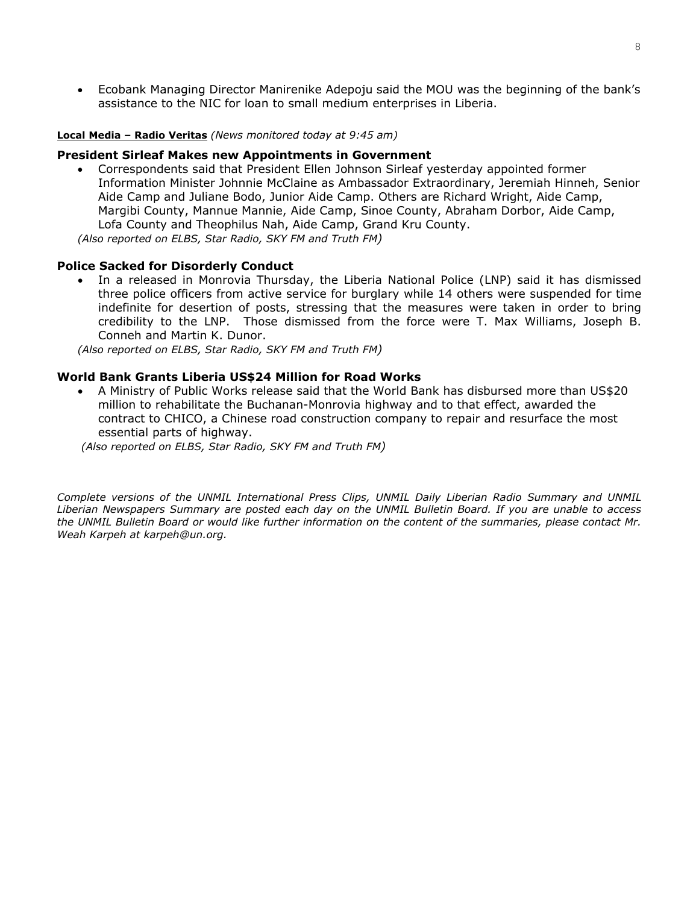- Ecobank Managing Director Manirenike Adepoju said the MOU was the beginning of the bank's assistance to the NIC for loan to small medium enterprises in Liberia.

**Local Media – Radio Veritas** *(News monitored today at 9:45 am)*

### President Sirleaf Makes new Appointments in Government

- Correspondents said that President Ellen Johnson Sirleaf yesterday appointed former Information Minister Johnnie McClaine as Ambassador Extraordinary, Jeremiah Hinneh, Senior Aide Camp and Juliane Bodo, Junior Aide Camp. Others are Richard Wright, Aide Camp, Margibi County, Mannue Mannie, Aide Camp, Sinoe County, Abraham Dorbor, Aide Camp, Lofa County and Theophilus Nah, Aide Camp, Grand Kru County.

*(Also reported on ELBS, Star Radio, SKY FM and Truth FM)*

### Police Sacked for Disorderly Conduct

- In a released in Monrovia Thursday, the Liberia National Police (LNP) said it has dismissed three police officers from active service for burglary while 14 others were suspended for time indefinite for desertion of posts, stressing that the measures were taken in order to bring credibility to the LNP. Those dismissed from the force were T. Max Williams, Joseph B. Conneh and Martin K. Dunor.

*(Also reported on ELBS, Star Radio, SKY FM and Truth FM)*

### World Bank Grants Liberia US$24 Million for Road Works

- A Ministry of Public Works release said that the World Bank has disbursed more than US$20 million to rehabilitate the Buchanan-Monrovia highway and to that effect, awarded the contract to CHICO, a Chinese road construction company to repair and resurface the most essential parts of highway.

*(Also reported on ELBS, Star Radio, SKY FM and Truth FM)*

*Complete versions of the UNMIL International Press Clips, UNMIL Daily Liberian Radio Summary and UNMIL Liberian Newspapers Summary are posted each day on the UNMIL Bulletin Board. If you are unable to access the UNMIL Bulletin Board or would like further information on the content of the summaries, please contact Mr. Weah Karpeh at karpeh@un.org.*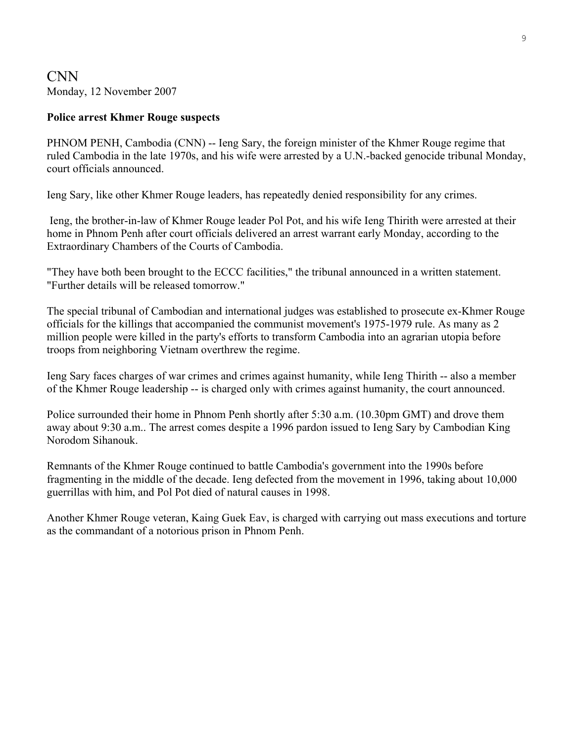# CNN

Monday, 12 November 2007

**Police arrest Khmer Rouge suspects**

PHNOM PENH, Cambodia (CNN) -- Ieng Sary, the foreign minister of the Khmer Rouge regime that ruled Cambodia in the late 1970s, and his wife were arrested by a U.N.-backed genocide tribunal Monday, court officials announced.

Ieng Sary, like other Khmer Rouge leaders, has repeatedly denied responsibility for any crimes.

Ieng, the brother-in-law of Khmer Rouge leader Pol Pot, and his wife Ieng Thirith were arrested at their home in Phnom Penh after court officials delivered an arrest warrant early Monday, according to the Extraordinary Chambers of the Courts of Cambodia.

"They have both been brought to the ECCC facilities," the tribunal announced in a written statement. "Further details will be released tomorrow."

The special tribunal of Cambodian and international judges was established to prosecute ex-Khmer Rouge officials for the killings that accompanied the communist movement's 1975-1979 rule. As many as 2 million people were killed in the party's efforts to transform Cambodia into an agrarian utopia before troops from neighboring Vietnam overthrew the regime.

Ieng Sary faces charges of war crimes and crimes against humanity, while Ieng Thirith -- also a member of the Khmer Rouge leadership -- is charged only with crimes against humanity, the court announced.

Police surrounded their home in Phnom Penh shortly after 5:30 a.m. (10.30pm GMT) and drove them away about 9:30 a.m.. The arrest comes despite a 1996 pardon issued to Ieng Sary by Cambodian King Norodom Sihanouk.

Remnants of the Khmer Rouge continued to battle Cambodia's government into the 1990s before fragmenting in the middle of the decade. Ieng defected from the movement in 1996, taking about 10,000 guerrillas with him, and Pol Pot died of natural causes in 1998.

Another Khmer Rouge veteran, Kaing Guek Eav, is charged with carrying out mass executions and torture as the commandant of a notorious prison in Phnom Penh.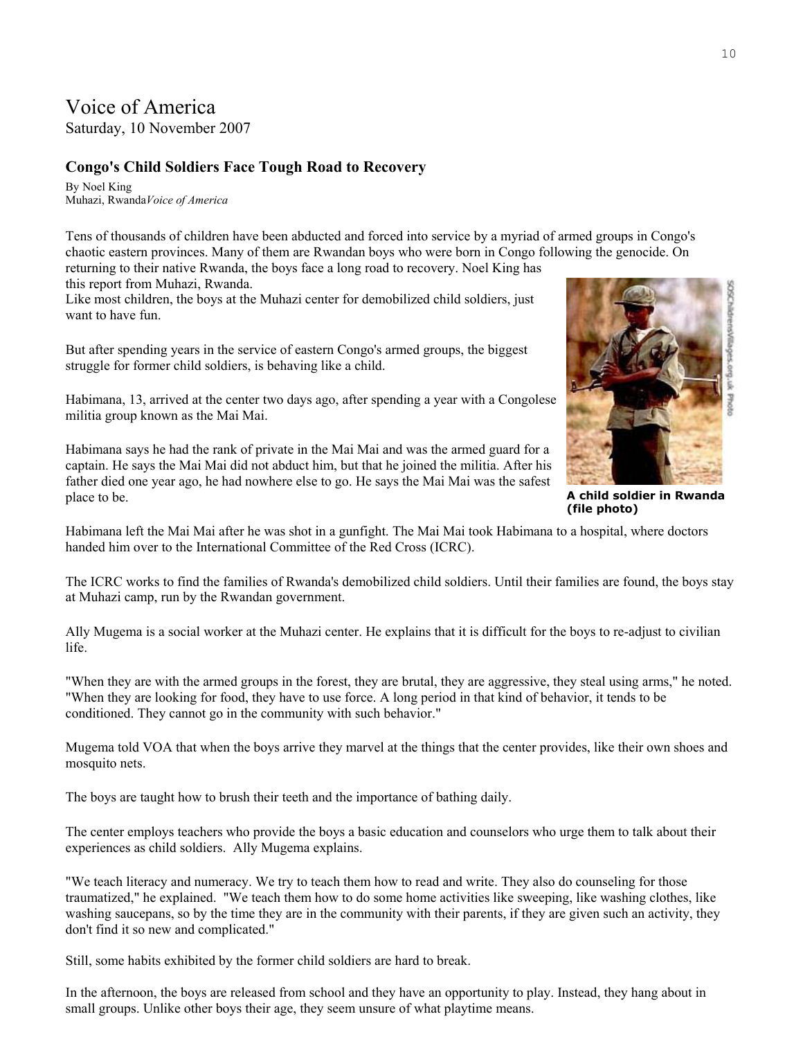# Voice of America

Saturday, 10 November 2007

### Congo's Child Soldiers Face Tough Road to Recovery

By Noel King
Muhazi, Rwanda*Voice of America*

Tens of thousands of children have been abducted and forced into service by a myriad of armed groups in Congo's chaotic eastern provinces. Many of them are Rwandan boys who were born in Congo following the genocide. On returning to their native Rwanda, the boys face a long road to recovery. Noel King has this report from Muhazi, Rwanda.
Like most children, the boys at the Muhazi center for demobilized child soldiers, just want to have fun.

But after spending years in the service of eastern Congo's armed groups, the biggest struggle for former child soldiers, is behaving like a child.

Habimana, 13, arrived at the center two days ago, after spending a year with a Congolese militia group known as the Mai Mai.

Habimana says he had the rank of private in the Mai Mai and was the armed guard for a captain. He says the Mai Mai did not abduct him, but that he joined the militia. After his father died one year ago, he had nowhere else to go. He says the Mai Mai was the safest place to be.

**A child soldier in Rwanda (file photo)**

Habimana left the Mai Mai after he was shot in a gunfight. The Mai Mai took Habimana to a hospital, where doctors handed him over to the International Committee of the Red Cross (ICRC).

The ICRC works to find the families of Rwanda's demobilized child soldiers. Until their families are found, the boys stay at Muhazi camp, run by the Rwandan government.

Ally Mugema is a social worker at the Muhazi center. He explains that it is difficult for the boys to re-adjust to civilian life.

"When they are with the armed groups in the forest, they are brutal, they are aggressive, they steal using arms," he noted. "When they are looking for food, they have to use force. A long period in that kind of behavior, it tends to be conditioned. They cannot go in the community with such behavior."

Mugema told VOA that when the boys arrive they marvel at the things that the center provides, like their own shoes and mosquito nets.

The boys are taught how to brush their teeth and the importance of bathing daily.

The center employs teachers who provide the boys a basic education and counselors who urge them to talk about their experiences as child soldiers. Ally Mugema explains.

"We teach literacy and numeracy. We try to teach them how to read and write. They also do counseling for those traumatized," he explained. "We teach them how to do some home activities like sweeping, like washing clothes, like washing saucepans, so by the time they are in the community with their parents, if they are given such an activity, they don't find it so new and complicated."

Still, some habits exhibited by the former child soldiers are hard to break.

In the afternoon, the boys are released from school and they have an opportunity to play. Instead, they hang about in small groups. Unlike other boys their age, they seem unsure of what playtime means.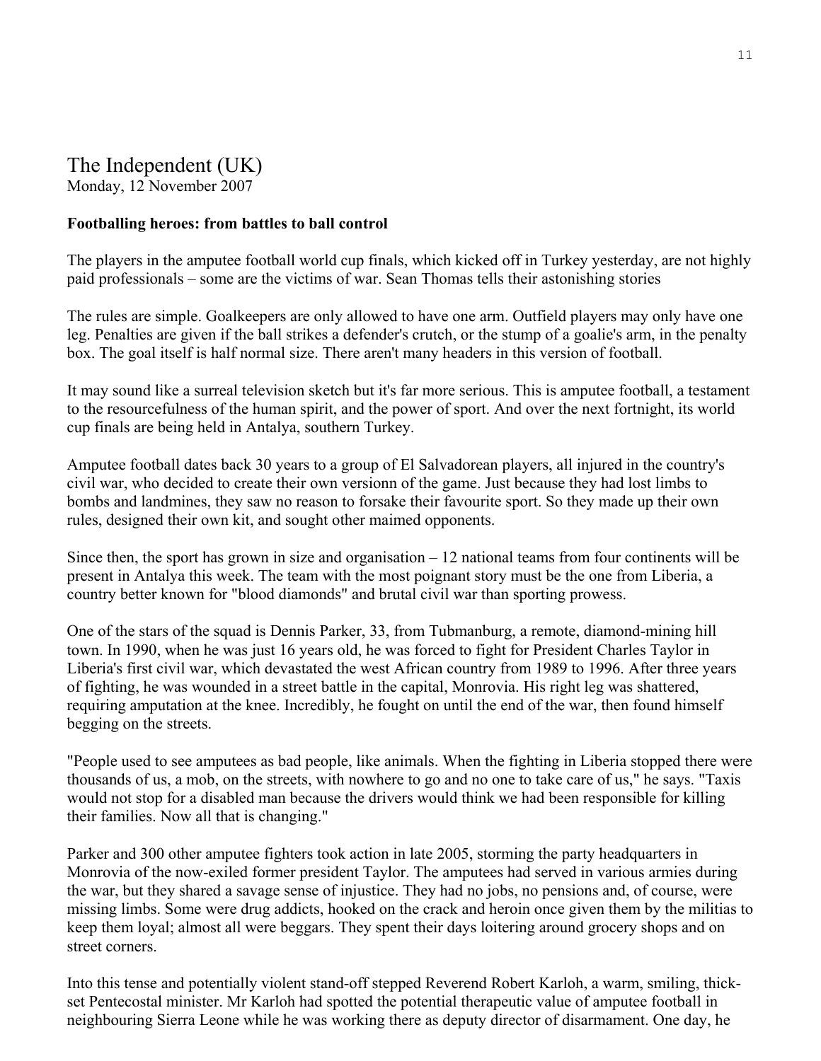# The Independent (UK)

Monday, 12 November 2007

**Footballing heroes: from battles to ball control**

The players in the amputee football world cup finals, which kicked off in Turkey yesterday, are not highly paid professionals – some are the victims of war. Sean Thomas tells their astonishing stories

The rules are simple. Goalkeepers are only allowed to have one arm. Outfield players may only have one leg. Penalties are given if the ball strikes a defender's crutch, or the stump of a goalie's arm, in the penalty box. The goal itself is half normal size. There aren't many headers in this version of football.

It may sound like a surreal television sketch but it's far more serious. This is amputee football, a testament to the resourcefulness of the human spirit, and the power of sport. And over the next fortnight, its world cup finals are being held in Antalya, southern Turkey.

Amputee football dates back 30 years to a group of El Salvadorean players, all injured in the country's civil war, who decided to create their own versionn of the game. Just because they had lost limbs to bombs and landmines, they saw no reason to forsake their favourite sport. So they made up their own rules, designed their own kit, and sought other maimed opponents.

Since then, the sport has grown in size and organisation – 12 national teams from four continents will be present in Antalya this week. The team with the most poignant story must be the one from Liberia, a country better known for "blood diamonds" and brutal civil war than sporting prowess.

One of the stars of the squad is Dennis Parker, 33, from Tubmanburg, a remote, diamond-mining hill town. In 1990, when he was just 16 years old, he was forced to fight for President Charles Taylor in Liberia's first civil war, which devastated the west African country from 1989 to 1996. After three years of fighting, he was wounded in a street battle in the capital, Monrovia. His right leg was shattered, requiring amputation at the knee. Incredibly, he fought on until the end of the war, then found himself begging on the streets.

"People used to see amputees as bad people, like animals. When the fighting in Liberia stopped there were thousands of us, a mob, on the streets, with nowhere to go and no one to take care of us," he says. "Taxis would not stop for a disabled man because the drivers would think we had been responsible for killing their families. Now all that is changing."

Parker and 300 other amputee fighters took action in late 2005, storming the party headquarters in Monrovia of the now-exiled former president Taylor. The amputees had served in various armies during the war, but they shared a savage sense of injustice. They had no jobs, no pensions and, of course, were missing limbs. Some were drug addicts, hooked on the crack and heroin once given them by the militias to keep them loyal; almost all were beggars. They spent their days loitering around grocery shops and on street corners.

Into this tense and potentially violent stand-off stepped Reverend Robert Karloh, a warm, smiling, thick-set Pentecostal minister. Mr Karloh had spotted the potential therapeutic value of amputee football in neighbouring Sierra Leone while he was working there as deputy director of disarmament. One day, he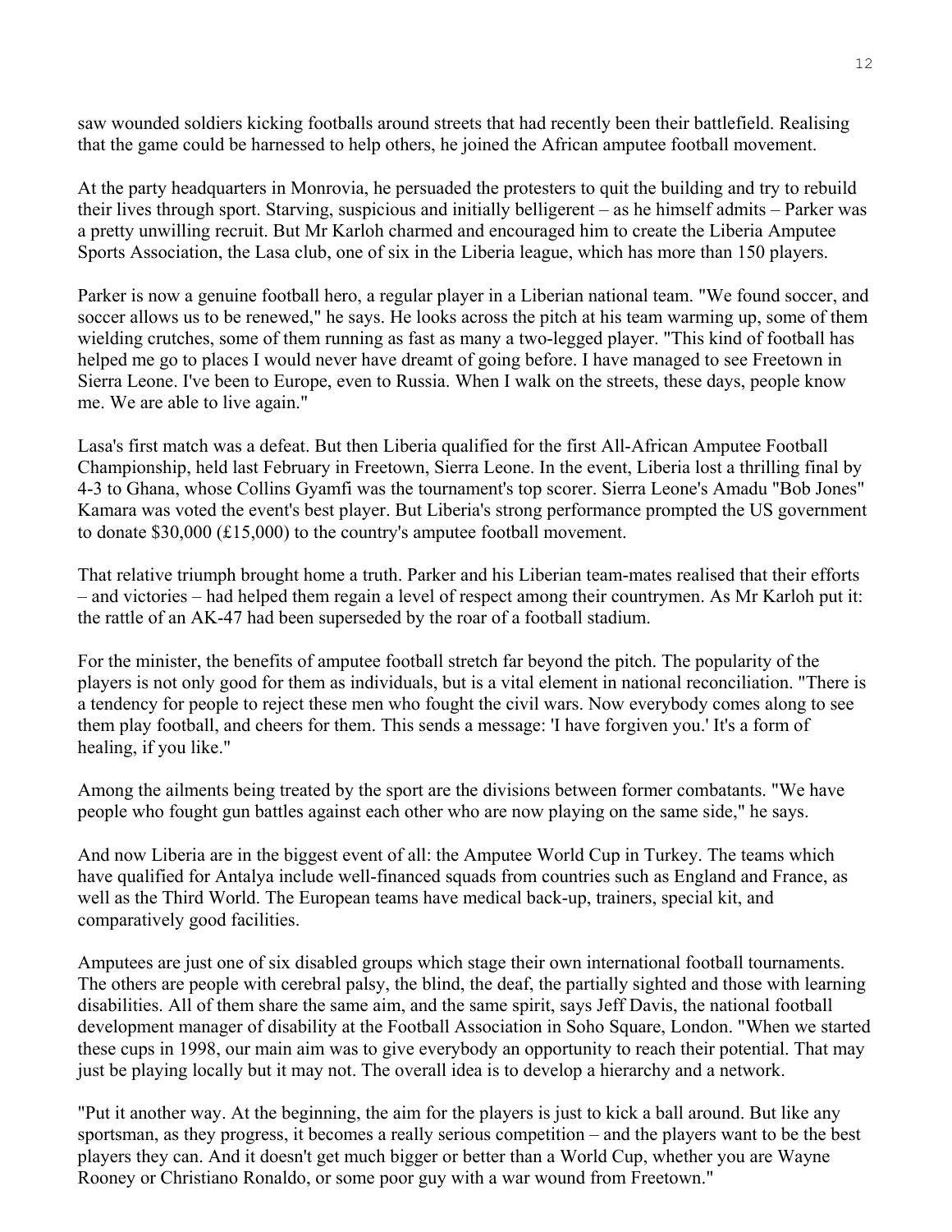saw wounded soldiers kicking footballs around streets that had recently been their battlefield. Realising that the game could be harnessed to help others, he joined the African amputee football movement.

At the party headquarters in Monrovia, he persuaded the protesters to quit the building and try to rebuild their lives through sport. Starving, suspicious and initially belligerent – as he himself admits – Parker was a pretty unwilling recruit. But Mr Karloh charmed and encouraged him to create the Liberia Amputee Sports Association, the Lasa club, one of six in the Liberia league, which has more than 150 players.

Parker is now a genuine football hero, a regular player in a Liberian national team. "We found soccer, and soccer allows us to be renewed," he says. He looks across the pitch at his team warming up, some of them wielding crutches, some of them running as fast as many a two-legged player. "This kind of football has helped me go to places I would never have dreamt of going before. I have managed to see Freetown in Sierra Leone. I've been to Europe, even to Russia. When I walk on the streets, these days, people know me. We are able to live again."

Lasa's first match was a defeat. But then Liberia qualified for the first All-African Amputee Football Championship, held last February in Freetown, Sierra Leone. In the event, Liberia lost a thrilling final by 4-3 to Ghana, whose Collins Gyamfi was the tournament's top scorer. Sierra Leone's Amadu "Bob Jones" Kamara was voted the event's best player. But Liberia's strong performance prompted the US government to donate $30,000 (£15,000) to the country's amputee football movement.

That relative triumph brought home a truth. Parker and his Liberian team-mates realised that their efforts – and victories – had helped them regain a level of respect among their countrymen. As Mr Karloh put it: the rattle of an AK-47 had been superseded by the roar of a football stadium.

For the minister, the benefits of amputee football stretch far beyond the pitch. The popularity of the players is not only good for them as individuals, but is a vital element in national reconciliation. "There is a tendency for people to reject these men who fought the civil wars. Now everybody comes along to see them play football, and cheers for them. This sends a message: 'I have forgiven you.' It's a form of healing, if you like."

Among the ailments being treated by the sport are the divisions between former combatants. "We have people who fought gun battles against each other who are now playing on the same side," he says.

And now Liberia are in the biggest event of all: the Amputee World Cup in Turkey. The teams which have qualified for Antalya include well-financed squads from countries such as England and France, as well as the Third World. The European teams have medical back-up, trainers, special kit, and comparatively good facilities.

Amputees are just one of six disabled groups which stage their own international football tournaments. The others are people with cerebral palsy, the blind, the deaf, the partially sighted and those with learning disabilities. All of them share the same aim, and the same spirit, says Jeff Davis, the national football development manager of disability at the Football Association in Soho Square, London. "When we started these cups in 1998, our main aim was to give everybody an opportunity to reach their potential. That may just be playing locally but it may not. The overall idea is to develop a hierarchy and a network.

"Put it another way. At the beginning, the aim for the players is just to kick a ball around. But like any sportsman, as they progress, it becomes a really serious competition – and the players want to be the best players they can. And it doesn't get much bigger or better than a World Cup, whether you are Wayne Rooney or Christiano Ronaldo, or some poor guy with a war wound from Freetown."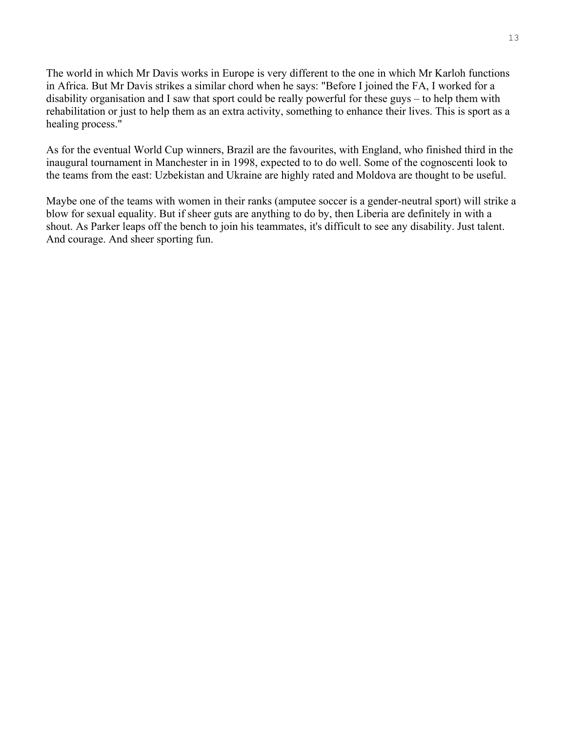The world in which Mr Davis works in Europe is very different to the one in which Mr Karloh functions in Africa. But Mr Davis strikes a similar chord when he says: "Before I joined the FA, I worked for a disability organisation and I saw that sport could be really powerful for these guys – to help them with rehabilitation or just to help them as an extra activity, something to enhance their lives. This is sport as a healing process."

As for the eventual World Cup winners, Brazil are the favourites, with England, who finished third in the inaugural tournament in Manchester in in 1998, expected to to do well. Some of the cognoscenti look to the teams from the east: Uzbekistan and Ukraine are highly rated and Moldova are thought to be useful.

Maybe one of the teams with women in their ranks (amputee soccer is a gender-neutral sport) will strike a blow for sexual equality. But if sheer guts are anything to do by, then Liberia are definitely in with a shout. As Parker leaps off the bench to join his teammates, it's difficult to see any disability. Just talent. And courage. And sheer sporting fun.